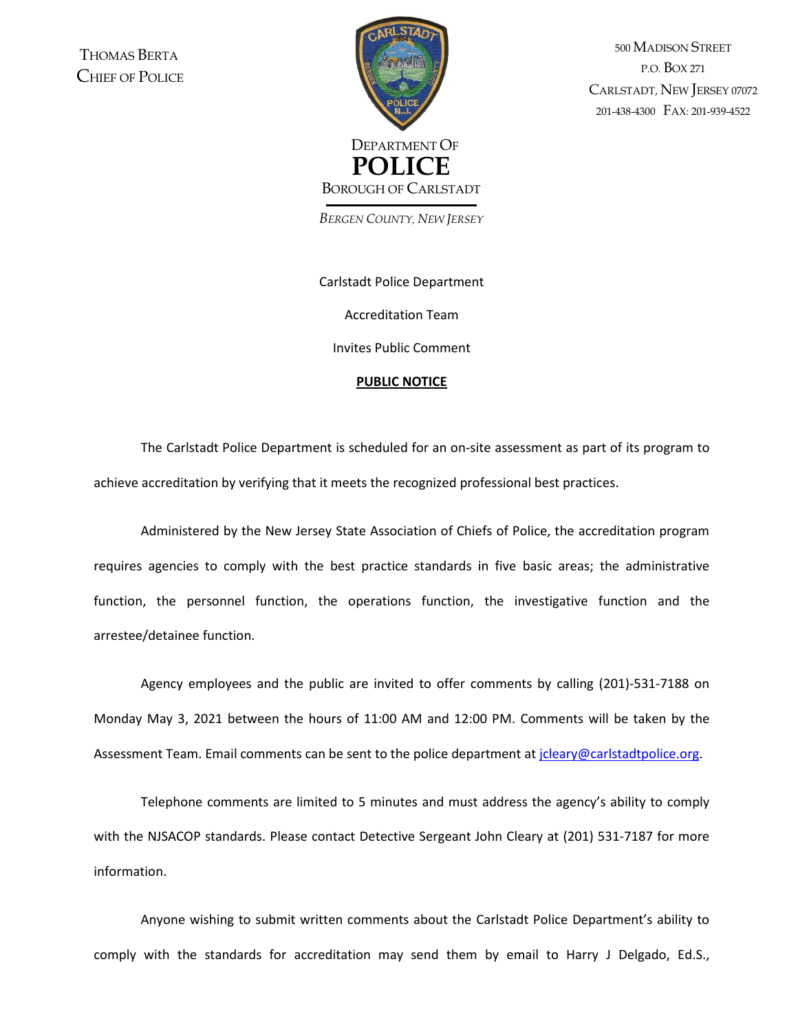THOMAS BERTA
CHIEF OF POLICE

DEPARTMENT OF
**POLICE**
BOROUGH OF CARLSTADT

*BERGEN COUNTY, NEW JERSEY*

500 MADISON STREET
P.O. BOX 271
CARLSTADT, NEW JERSEY 07072
201-438-4300 FAX: 201-939-4522

Carlstadt Police Department

Accreditation Team

Invites Public Comment

**PUBLIC NOTICE**

The Carlstadt Police Department is scheduled for an on-site assessment as part of its program to achieve accreditation by verifying that it meets the recognized professional best practices.

Administered by the New Jersey State Association of Chiefs of Police, the accreditation program requires agencies to comply with the best practice standards in five basic areas; the administrative function, the personnel function, the operations function, the investigative function and the arrestee/detainee function.

Agency employees and the public are invited to offer comments by calling (201)-531-7188 on Monday May 3, 2021 between the hours of 11:00 AM and 12:00 PM. Comments will be taken by the Assessment Team. Email comments can be sent to the police department at jcleary@carlstadtpolice.org.

Telephone comments are limited to 5 minutes and must address the agency's ability to comply with the NJSACOP standards. Please contact Detective Sergeant John Cleary at (201) 531-7187 for more information.

Anyone wishing to submit written comments about the Carlstadt Police Department's ability to comply with the standards for accreditation may send them by email to Harry J Delgado, Ed.S.,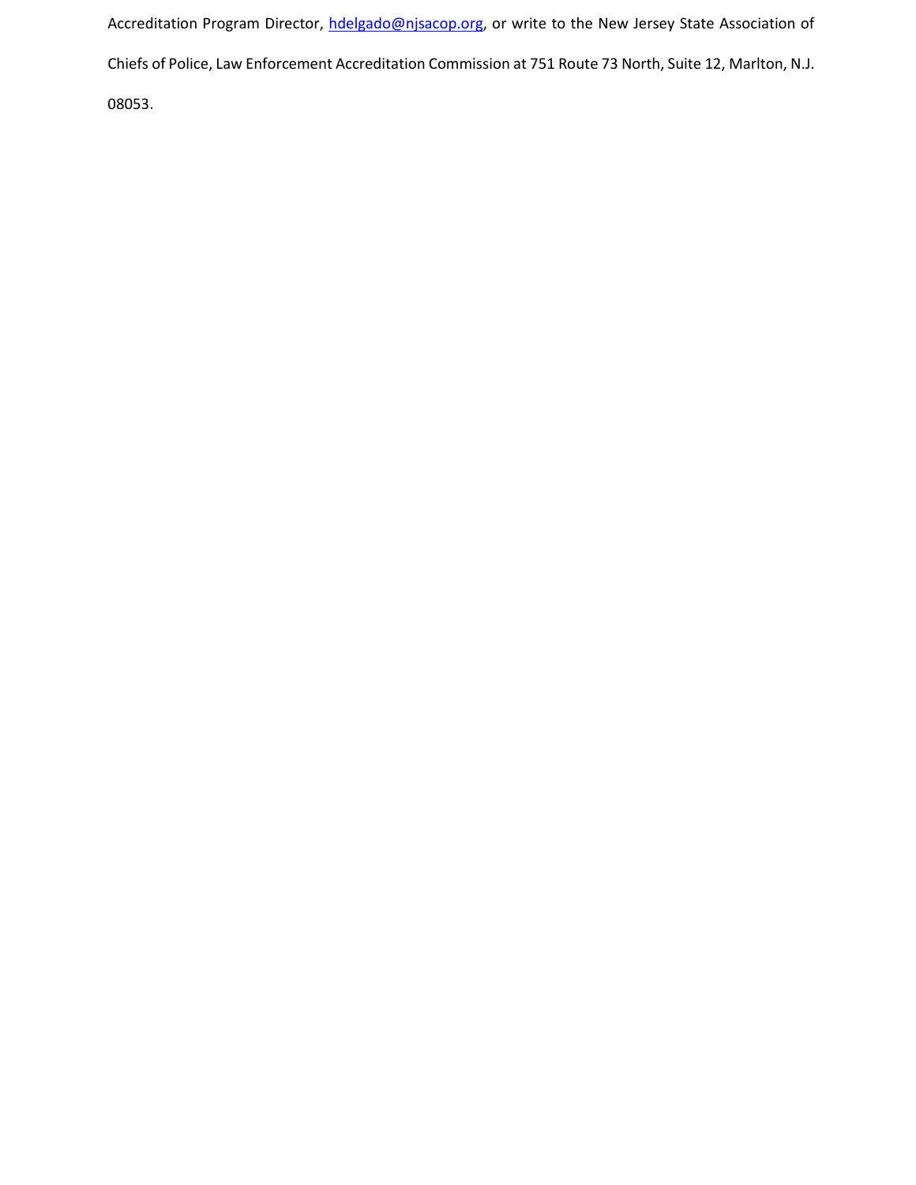Accreditation Program Director, hdelgado@njsacop.org, or write to the New Jersey State Association of Chiefs of Police, Law Enforcement Accreditation Commission at 751 Route 73 North, Suite 12, Marlton, N.J. 08053.